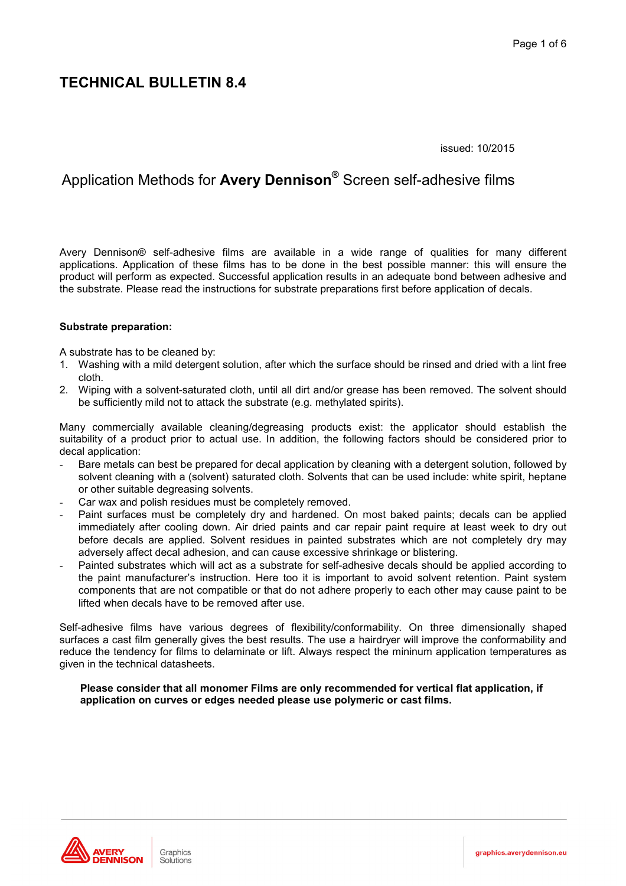# TECHNICAL BULLETIN 8.4

issued: 10/2015

## Application Methods for **Avery Dennison®** Screen self-adhesive films

Avery Dennison® self-adhesive films are available in a wide range of qualities for many different applications. Application of these films has to be done in the best possible manner: this will ensure the product will perform as expected. Successful application results in an adequate bond between adhesive and the substrate. Please read the instructions for substrate preparations first before application of decals.

**Substrate preparation:**

A substrate has to be cleaned by:

1. Washing with a mild detergent solution, after which the surface should be rinsed and dried with a lint free cloth.
2. Wiping with a solvent-saturated cloth, until all dirt and/or grease has been removed. The solvent should be sufficiently mild not to attack the substrate (e.g. methylated spirits).

Many commercially available cleaning/degreasing products exist: the applicator should establish the suitability of a product prior to actual use. In addition, the following factors should be considered prior to decal application:

- Bare metals can best be prepared for decal application by cleaning with a detergent solution, followed by solvent cleaning with a (solvent) saturated cloth. Solvents that can be used include: white spirit, heptane or other suitable degreasing solvents.
- Car wax and polish residues must be completely removed.
- Paint surfaces must be completely dry and hardened. On most baked paints; decals can be applied immediately after cooling down. Air dried paints and car repair paint require at least week to dry out before decals are applied. Solvent residues in painted substrates which are not completely dry may adversely affect decal adhesion, and can cause excessive shrinkage or blistering.
- Painted substrates which will act as a substrate for self-adhesive decals should be applied according to the paint manufacturer's instruction. Here too it is important to avoid solvent retention. Paint system components that are not compatible or that do not adhere properly to each other may cause paint to be lifted when decals have to be removed after use.

Self-adhesive films have various degrees of flexibility/conformability. On three dimensionally shaped surfaces a cast film generally gives the best results. The use a hairdryer will improve the conformability and reduce the tendency for films to delaminate or lift. Always respect the mininum application temperatures as given in the technical datasheets.

**Please consider that all monomer Films are only recommended for vertical flat application, if application on curves or edges needed please use polymeric or cast films.**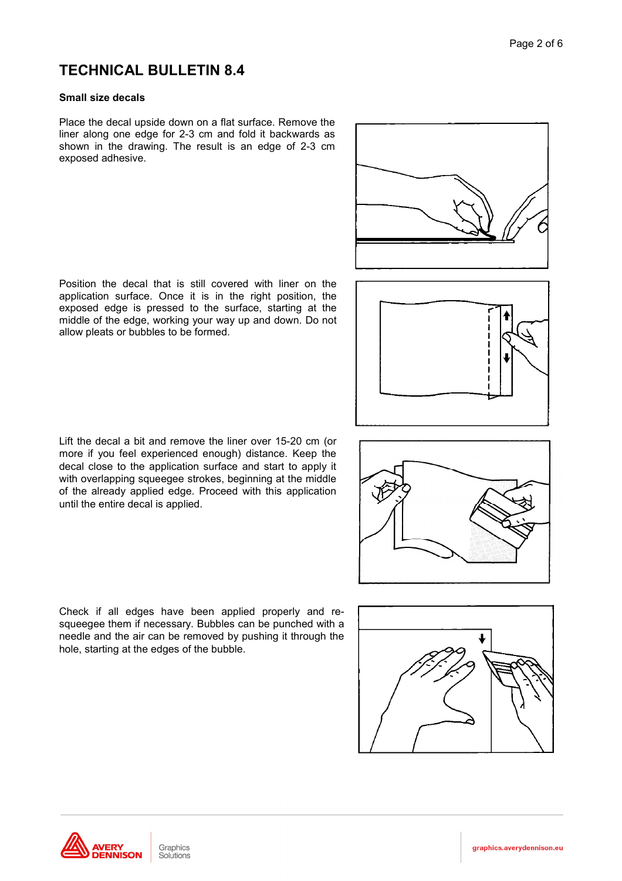# TECHNICAL BULLETIN 8.4

**Small size decals**

Place the decal upside down on a flat surface. Remove the liner along one edge for 2-3 cm and fold it backwards as shown in the drawing. The result is an edge of 2-3 cm exposed adhesive.

Position the decal that is still covered with liner on the application surface. Once it is in the right position, the exposed edge is pressed to the surface, starting at the middle of the edge, working your way up and down. Do not allow pleats or bubbles to be formed.

Lift the decal a bit and remove the liner over 15-20 cm (or more if you feel experienced enough) distance. Keep the decal close to the application surface and start to apply it with overlapping squeegee strokes, beginning at the middle of the already applied edge. Proceed with this application until the entire decal is applied.

Check if all edges have been applied properly and re-squeegee them if necessary. Bubbles can be punched with a needle and the air can be removed by pushing it through the hole, starting at the edges of the bubble.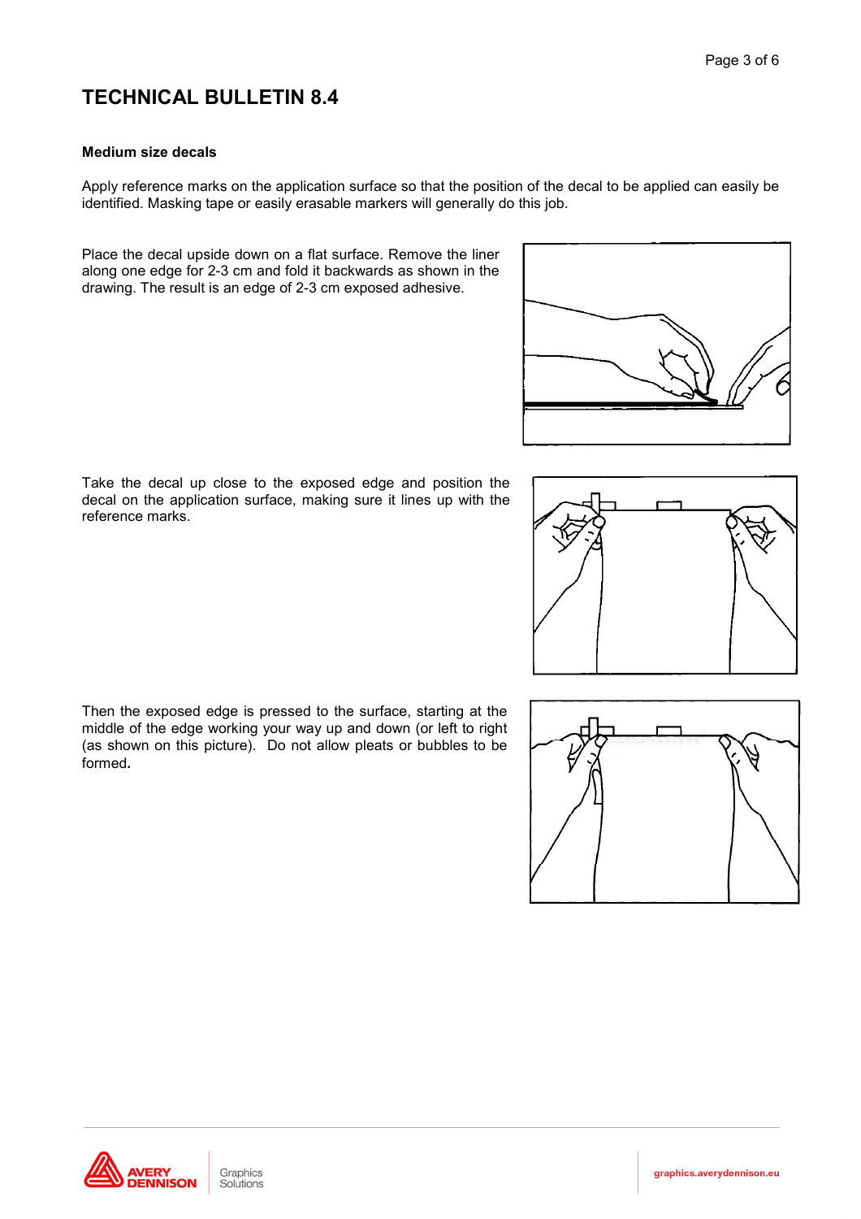# TECHNICAL BULLETIN 8.4

**Medium size decals**

Apply reference marks on the application surface so that the position of the decal to be applied can easily be identified. Masking tape or easily erasable markers will generally do this job.

Place the decal upside down on a flat surface. Remove the liner along one edge for 2-3 cm and fold it backwards as shown in the drawing. The result is an edge of 2-3 cm exposed adhesive.

Take the decal up close to the exposed edge and position the decal on the application surface, making sure it lines up with the reference marks.

Then the exposed edge is pressed to the surface, starting at the middle of the edge working your way up and down (or left to right (as shown on this picture). Do not allow pleats or bubbles to be formed**.**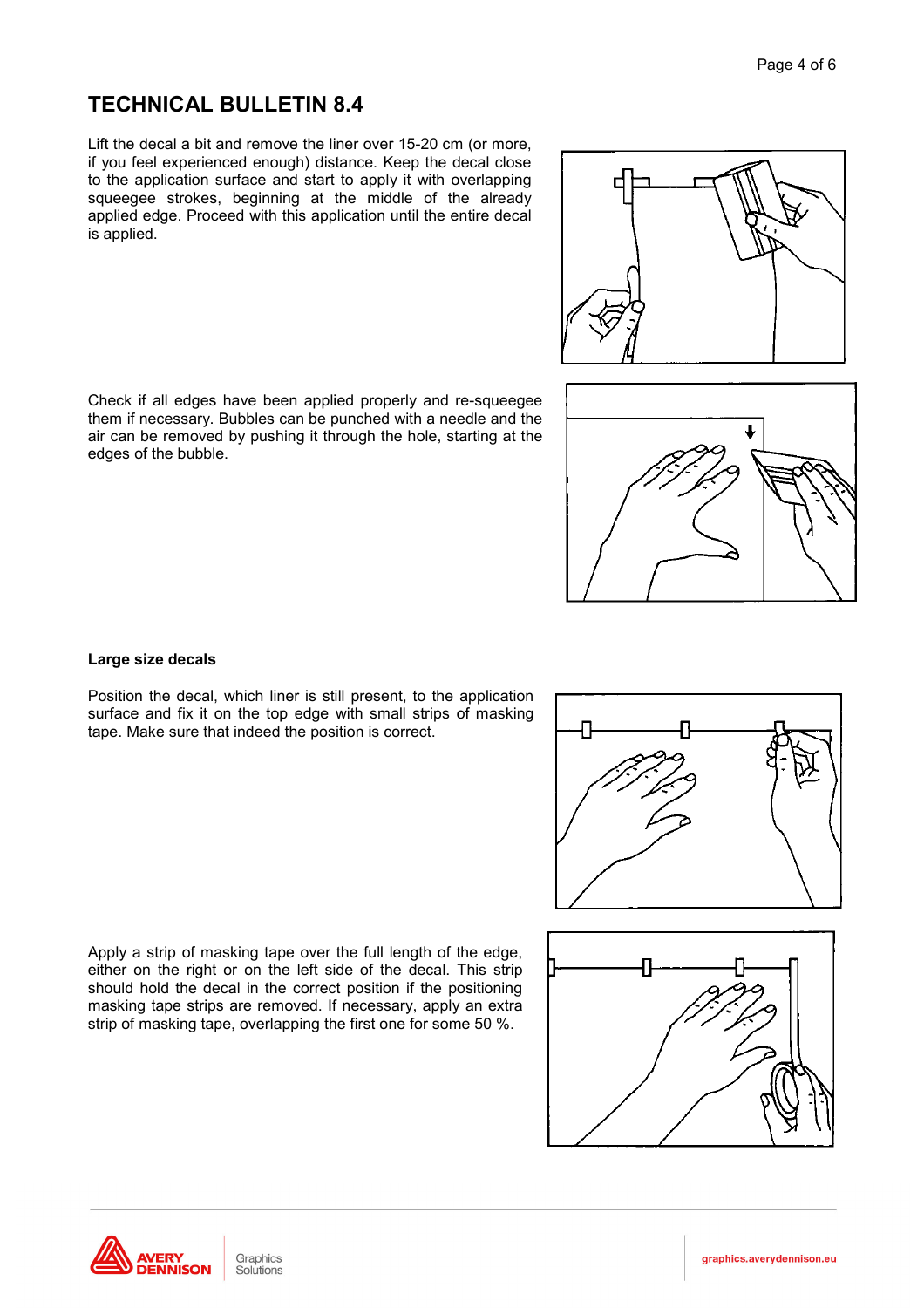# TECHNICAL BULLETIN 8.4

Lift the decal a bit and remove the liner over 15-20 cm (or more, if you feel experienced enough) distance. Keep the decal close to the application surface and start to apply it with overlapping squeegee strokes, beginning at the middle of the already applied edge. Proceed with this application until the entire decal is applied.

Check if all edges have been applied properly and re-squeegee them if necessary. Bubbles can be punched with a needle and the air can be removed by pushing it through the hole, starting at the edges of the bubble.

**Large size decals**

Position the decal, which liner is still present, to the application surface and fix it on the top edge with small strips of masking tape. Make sure that indeed the position is correct.

Apply a strip of masking tape over the full length of the edge, either on the right or on the left side of the decal. This strip should hold the decal in the correct position if the positioning masking tape strips are removed. If necessary, apply an extra strip of masking tape, overlapping the first one for some 50 %.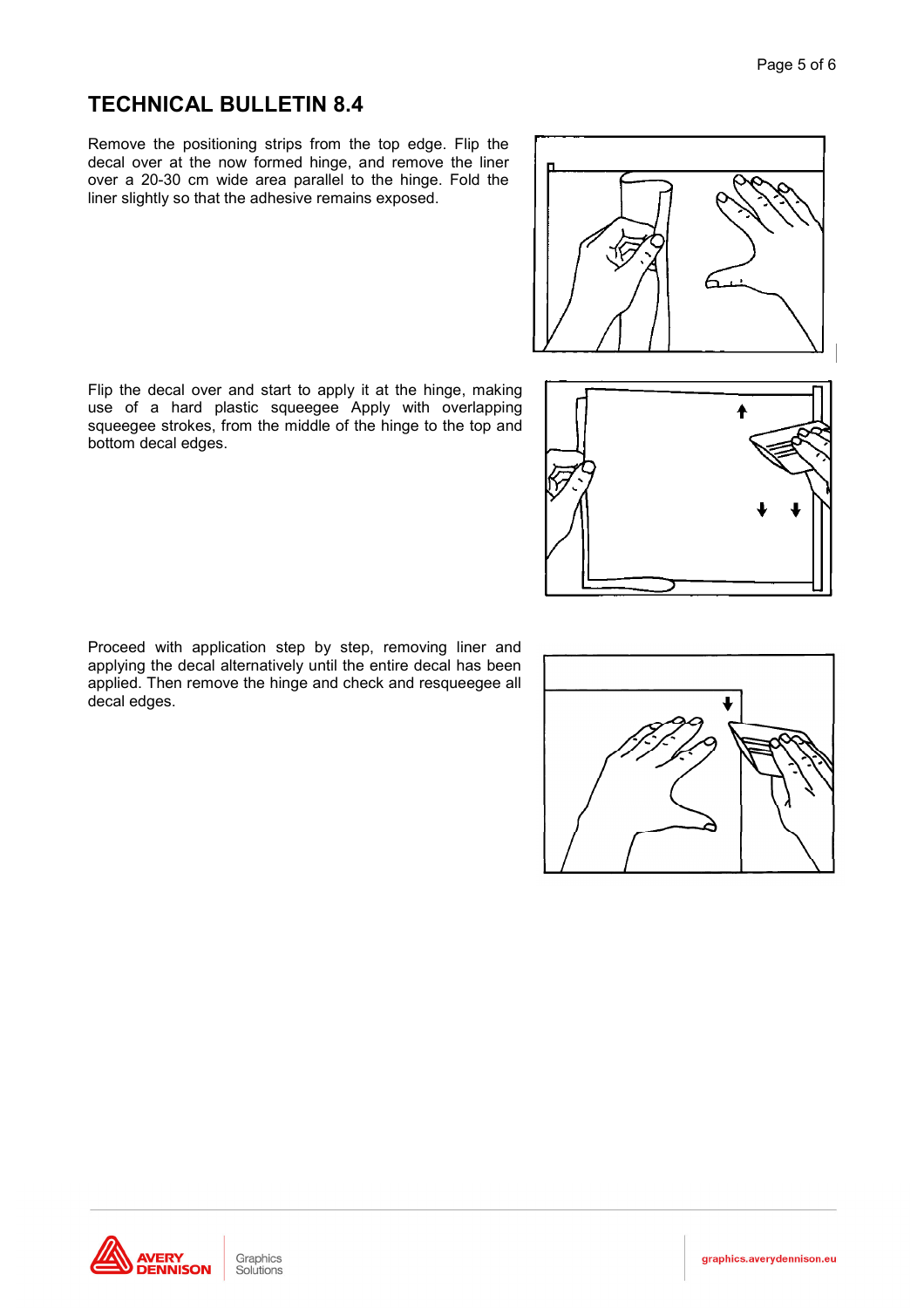## TECHNICAL BULLETIN 8.4

Remove the positioning strips from the top edge. Flip the decal over at the now formed hinge, and remove the liner over a 20-30 cm wide area parallel to the hinge. Fold the liner slightly so that the adhesive remains exposed.

Flip the decal over and start to apply it at the hinge, making use of a hard plastic squeegee Apply with overlapping squeegee strokes, from the middle of the hinge to the top and bottom decal edges.

Proceed with application step by step, removing liner and applying the decal alternatively until the entire decal has been applied. Then remove the hinge and check and resqueegee all decal edges.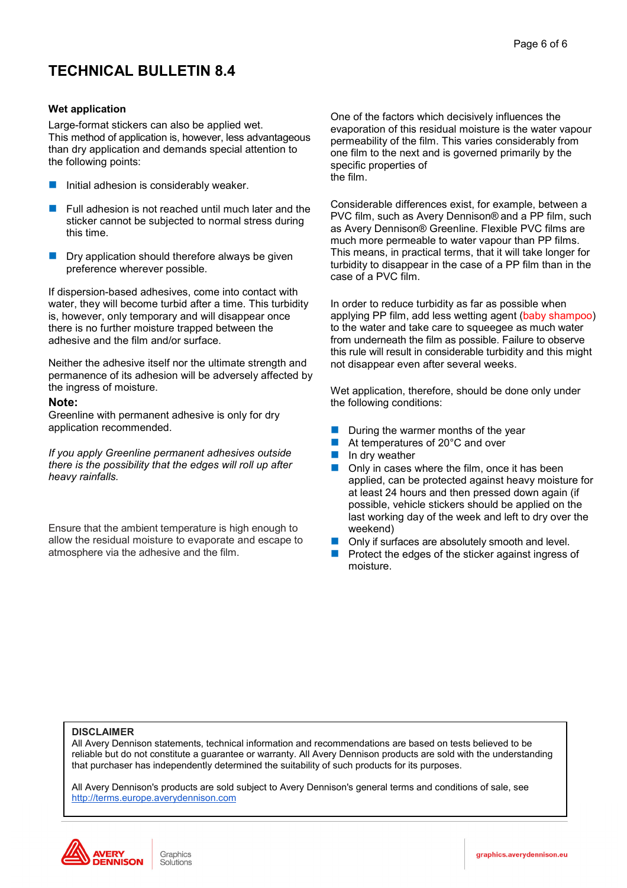# TECHNICAL BULLETIN 8.4

### Wet application

Large-format stickers can also be applied wet.
This method of application is, however, less advantageous than dry application and demands special attention to the following points:

- Initial adhesion is considerably weaker.
- Full adhesion is not reached until much later and the sticker cannot be subjected to normal stress during this time.
- Dry application should therefore always be given preference wherever possible.

If dispersion-based adhesives, come into contact with water, they will become turbid after a time. This turbidity is, however, only temporary and will disappear once there is no further moisture trapped between the adhesive and the film and/or surface.

Neither the adhesive itself nor the ultimate strength and permanence of its adhesion will be adversely affected by the ingress of moisture.

**Note:**
Greenline with permanent adhesive is only for dry application recommended.

*If you apply Greenline permanent adhesives outside there is the possibility that the edges will roll up after heavy rainfalls.*

Ensure that the ambient temperature is high enough to allow the residual moisture to evaporate and escape to atmosphere via the adhesive and the film.

One of the factors which decisively influences the evaporation of this residual moisture is the water vapour permeability of the film. This varies considerably from one film to the next and is governed primarily by the specific properties of the film.

Considerable differences exist, for example, between a PVC film, such as Avery Dennison® and a PP film, such as Avery Dennison® Greenline. Flexible PVC films are much more permeable to water vapour than PP films. This means, in practical terms, that it will take longer for turbidity to disappear in the case of a PP film than in the case of a PVC film.

In order to reduce turbidity as far as possible when applying PP film, add less wetting agent (baby shampoo) to the water and take care to squeegee as much water from underneath the film as possible. Failure to observe this rule will result in considerable turbidity and this might not disappear even after several weeks.

Wet application, therefore, should be done only under the following conditions:

- During the warmer months of the year
- At temperatures of 20°C and over
- In dry weather
- Only in cases where the film, once it has been applied, can be protected against heavy moisture for at least 24 hours and then pressed down again (if possible, vehicle stickers should be applied on the last working day of the week and left to dry over the weekend)
- Only if surfaces are absolutely smooth and level.
- Protect the edges of the sticker against ingress of moisture.

**DISCLAIMER**
All Avery Dennison statements, technical information and recommendations are based on tests believed to be reliable but do not constitute a guarantee or warranty. All Avery Dennison products are sold with the understanding that purchaser has independently determined the suitability of such products for its purposes.

All Avery Dennison's products are sold subject to Avery Dennison's general terms and conditions of sale, see http://terms.europe.averydennison.com

AVERY DENNISON Graphics Solutions

graphics.averydennison.eu